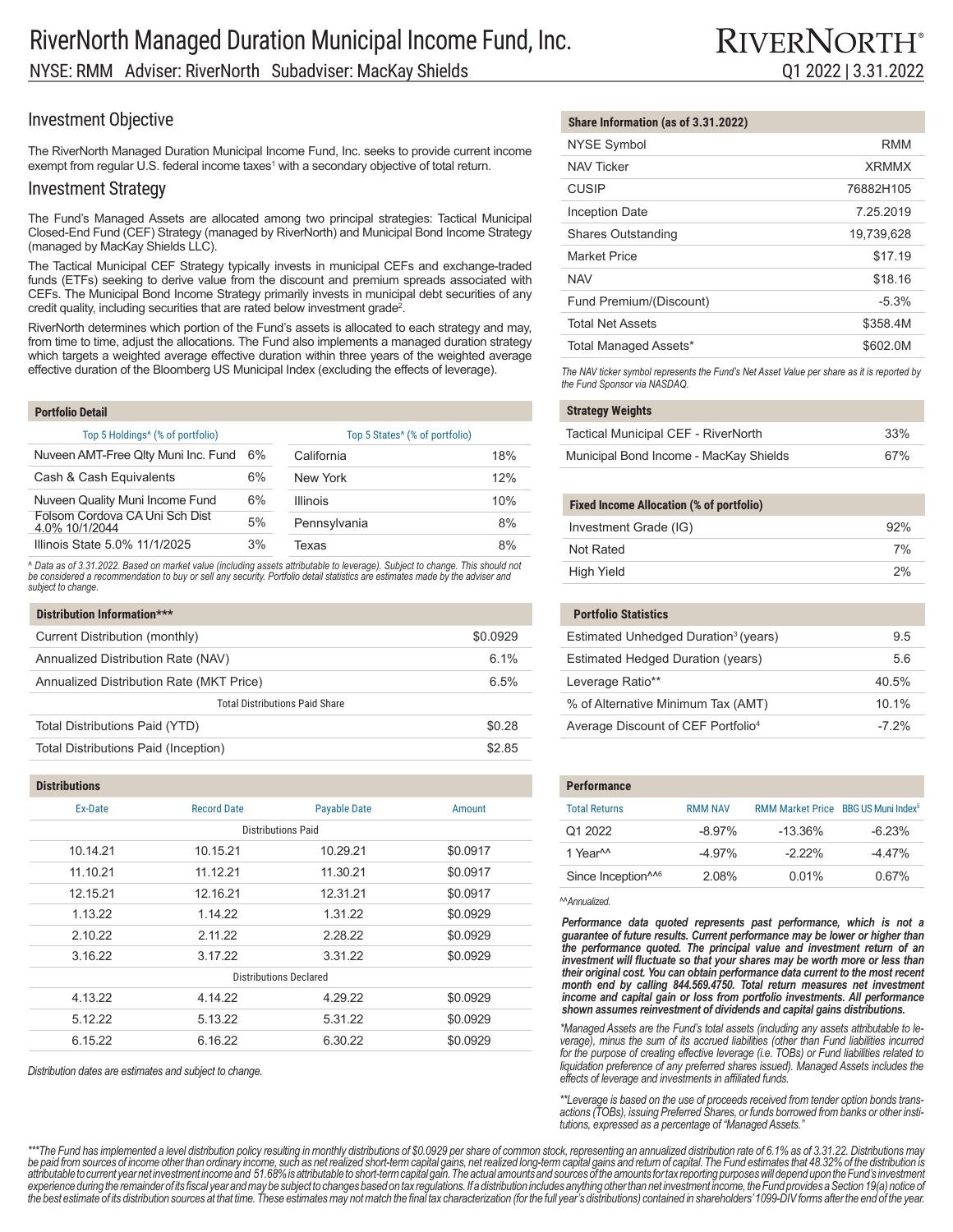# RiverNorth Managed Duration Municipal Income Fund, Inc.

NYSE: RMM   Adviser: RiverNorth   Subadviser: MacKay Shields

RIVERNORTH®

Q1 2022 | 3.31.2022

## Investment Objective

The RiverNorth Managed Duration Municipal Income Fund, Inc. seeks to provide current income exempt from regular U.S. federal income taxes[1] with a secondary objective of total return.

## Investment Strategy

The Fund's Managed Assets are allocated among two principal strategies: Tactical Municipal Closed-End Fund (CEF) Strategy (managed by RiverNorth) and Municipal Bond Income Strategy (managed by MacKay Shields LLC).

The Tactical Municipal CEF Strategy typically invests in municipal CEFs and exchange-traded funds (ETFs) seeking to derive value from the discount and premium spreads associated with CEFs. The Municipal Bond Income Strategy primarily invests in municipal debt securities of any credit quality, including securities that are rated below investment grade[2].

RiverNorth determines which portion of the Fund's assets is allocated to each strategy and may, from time to time, adjust the allocations. The Fund also implements a managed duration strategy which targets a weighted average effective duration within three years of the weighted average effective duration of the Bloomberg US Municipal Index (excluding the effects of leverage).

### Portfolio Detail

| Top 5 Holdings^ (% of portfolio) | |
|---|---|
| Nuveen AMT-Free Qlty Muni Inc. Fund | 6% |
| Cash & Cash Equivalents | 6% |
| Nuveen Quality Muni Income Fund | 6% |
| Folsom Cordova CA Uni Sch Dist 4.0% 10/1/2044 | 5% |
| Illinois State 5.0% 11/1/2025 | 3% |

| Top 5 States^ (% of portfolio) | |
|---|---|
| California | 18% |
| New York | 12% |
| Illinois | 10% |
| Pennsylvania | 8% |
| Texas | 8% |

*^ Data as of 3.31.2022. Based on market value (including assets attributable to leverage). Subject to change. This should not be considered a recommendation to buy or sell any security. Portfolio detail statistics are estimates made by the adviser and subject to change.*

### Distribution Information***

| | |
|---|---|
| Current Distribution (monthly) | $0.0929 |
| Annualized Distribution Rate (NAV) | 6.1% |
| Annualized Distribution Rate (MKT Price) | 6.5% |
| **Total Distributions Paid Share** | |
| Total Distributions Paid (YTD) | $0.28 |
| Total Distributions Paid (Inception) | $2.85 |

### Distributions

| Ex-Date | Record Date | Payable Date | Amount |
|---|---|---|---|
| **Distributions Paid** | | | |
| 10.14.21 | 10.15.21 | 10.29.21 | $0.0917 |
| 11.10.21 | 11.12.21 | 11.30.21 | $0.0917 |
| 12.15.21 | 12.16.21 | 12.31.21 | $0.0917 |
| 1.13.22 | 1.14.22 | 1.31.22 | $0.0929 |
| 2.10.22 | 2.11.22 | 2.28.22 | $0.0929 |
| 3.16.22 | 3.17.22 | 3.31.22 | $0.0929 |
| **Distributions Declared** | | | |
| 4.13.22 | 4.14.22 | 4.29.22 | $0.0929 |
| 5.12.22 | 5.13.22 | 5.31.22 | $0.0929 |
| 6.15.22 | 6.16.22 | 6.30.22 | $0.0929 |

*Distribution dates are estimates and subject to change.*

### Share Information (as of 3.31.2022)

| | |
|---|---|
| NYSE Symbol | RMM |
| NAV Ticker | XRMMX |
| CUSIP | 76882H105 |
| Inception Date | 7.25.2019 |
| Shares Outstanding | 19,739,628 |
| Market Price | $17.19 |
| NAV | $18.16 |
| Fund Premium/(Discount) | -5.3% |
| Total Net Assets | $358.4M |
| Total Managed Assets* | $602.0M |

*The NAV ticker symbol represents the Fund's Net Asset Value per share as it is reported by the Fund Sponsor via NASDAQ.*

### Strategy Weights

| | |
|---|---|
| Tactical Municipal CEF - RiverNorth | 33% |
| Municipal Bond Income - MacKay Shields | 67% |

### Fixed Income Allocation (% of portfolio)

| | |
|---|---|
| Investment Grade (IG) | 92% |
| Not Rated | 7% |
| High Yield | 2% |

### Portfolio Statistics

| | |
|---|---|
| Estimated Unhedged Duration[3] (years) | 9.5 |
| Estimated Hedged Duration (years) | 5.6 |
| Leverage Ratio** | 40.5% |
| % of Alternative Minimum Tax (AMT) | 10.1% |
| Average Discount of CEF Portfolio[4] | -7.2% |

### Performance

| Total Returns | RMM NAV | RMM Market Price | BBG US Muni Index[5] |
|---|---|---|---|
| Q1 2022 | -8.97% | -13.36% | -6.23% |
| 1 Year^^ | -4.97% | -2.22% | -4.47% |
| Since Inception^^[6] | 2.08% | 0.01% | 0.67% |

*^^Annualized.*

***Performance data quoted represents past performance, which is not a guarantee of future results. Current performance may be lower or higher than the performance quoted. The principal value and investment return of an investment will fluctuate so that your shares may be worth more or less than their original cost. You can obtain performance data current to the most recent month end by calling 844.569.4750. Total return measures net investment income and capital gain or loss from portfolio investments. All performance shown assumes reinvestment of dividends and capital gains distributions.***

*\*Managed Assets are the Fund's total assets (including any assets attributable to leverage), minus the sum of its accrued liabilities (other than Fund liabilities incurred for the purpose of creating effective leverage (i.e. TOBs) or Fund liabilities related to liquidation preference of any preferred shares issued). Managed Assets includes the effects of leverage and investments in affiliated funds.*

*\*\*Leverage is based on the use of proceeds received from tender option bonds transactions (TOBs), issuing Preferred Shares, or funds borrowed from banks or other institutions, expressed as a percentage of "Managed Assets."*

*\*\*\*The Fund has implemented a level distribution policy resulting in monthly distributions of $0.0929 per share of common stock, representing an annualized distribution rate of 6.1% as of 3.31.22. Distributions may be paid from sources of income other than ordinary income, such as net realized short-term capital gains, net realized long-term capital gains and return of capital. The Fund estimates that 48.32% of the distribution is attributable to current year net investment income and 51.68% is attributable to short-term capital gain. The actual amounts and sources of the amounts for tax reporting purposes will depend upon the Fund's investment experience during the remainder of its fiscal year and may be subject to changes based on tax regulations. If a distribution includes anything other than net investment income, the Fund provides a Section 19(a) notice of the best estimate of its distribution sources at that time. These estimates may not match the final tax characterization (for the full year's distributions) contained in shareholders' 1099-DIV forms after the end of the year.*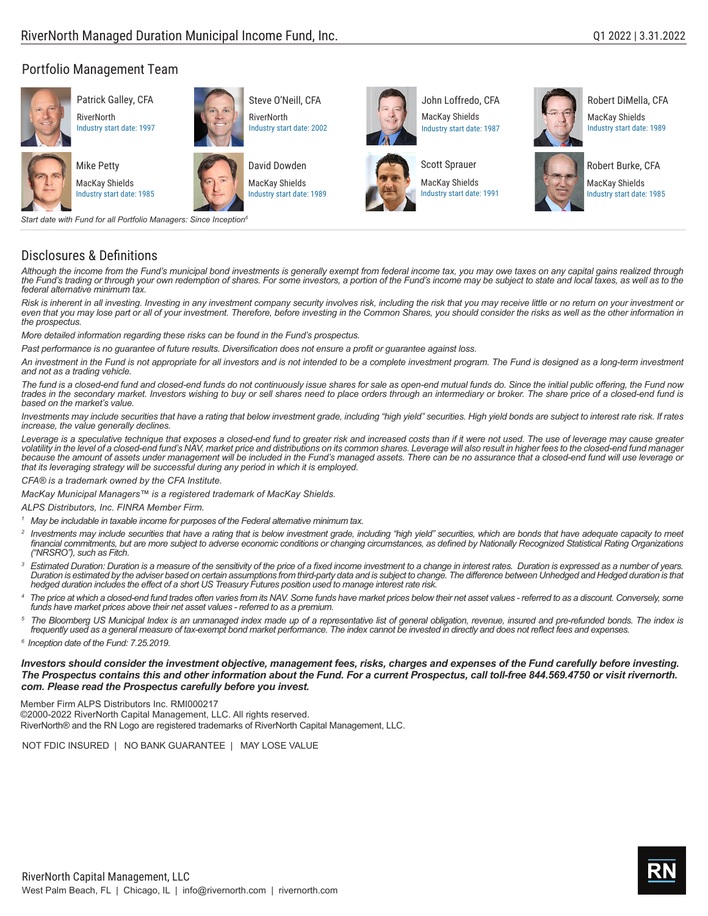## Portfolio Management Team

**Patrick Galley, CFA**
RiverNorth
Industry start date: 1997

**Steve O'Neill, CFA**
RiverNorth
Industry start date: 2002

**John Loffredo, CFA**
MacKay Shields
Industry start date: 1987

**Robert DiMella, CFA**
MacKay Shields
Industry start date: 1989

**Mike Petty**
MacKay Shields
Industry start date: 1985

**David Dowden**
MacKay Shields
Industry start date: 1989

**Scott Sprauer**
MacKay Shields
Industry start date: 1991

**Robert Burke, CFA**
MacKay Shields
Industry start date: 1985

*Start date with Fund for all Portfolio Managers: Since Inception[6]*

## Disclosures & Definitions

*Although the income from the Fund's municipal bond investments is generally exempt from federal income tax, you may owe taxes on any capital gains realized through the Fund's trading or through your own redemption of shares. For some investors, a portion of the Fund's income may be subject to state and local taxes, as well as to the federal alternative minimum tax.*

*Risk is inherent in all investing. Investing in any investment company security involves risk, including the risk that you may receive little or no return on your investment or even that you may lose part or all of your investment. Therefore, before investing in the Common Shares, you should consider the risks as well as the other information in the prospectus.*

*More detailed information regarding these risks can be found in the Fund's prospectus.*

*Past performance is no guarantee of future results. Diversification does not ensure a profit or guarantee against loss.*

*An investment in the Fund is not appropriate for all investors and is not intended to be a complete investment program. The Fund is designed as a long-term investment and not as a trading vehicle.*

*The fund is a closed-end fund and closed-end funds do not continuously issue shares for sale as open-end mutual funds do. Since the initial public offering, the Fund now trades in the secondary market. Investors wishing to buy or sell shares need to place orders through an intermediary or broker. The share price of a closed-end fund is based on the market's value.*

*Investments may include securities that have a rating that below investment grade, including "high yield" securities. High yield bonds are subject to interest rate risk. If rates increase, the value generally declines.*

*Leverage is a speculative technique that exposes a closed-end fund to greater risk and increased costs than if it were not used. The use of leverage may cause greater volatility in the level of a closed-end fund's NAV, market price and distributions on its common shares. Leverage will also result in higher fees to the closed-end fund manager because the amount of assets under management will be included in the Fund's managed assets. There can be no assurance that a closed-end fund will use leverage or that its leveraging strategy will be successful during any period in which it is employed.*

*CFA® is a trademark owned by the CFA Institute.*

*MacKay Municipal Managers™ is a registered trademark of MacKay Shields.*

*ALPS Distributors, Inc. FINRA Member Firm.*

[1] *May be includable in taxable income for purposes of the Federal alternative minimum tax.*

[2] *Investments may include securities that have a rating that is below investment grade, including "high yield" securities, which are bonds that have adequate capacity to meet financial commitments, but are more subject to adverse economic conditions or changing circumstances, as defined by Nationally Recognized Statistical Rating Organizations ("NRSRO"), such as Fitch.*

[3] *Estimated Duration: Duration is a measure of the sensitivity of the price of a fixed income investment to a change in interest rates. Duration is expressed as a number of years. Duration is estimated by the adviser based on certain assumptions from third-party data and is subject to change. The difference between Unhedged and Hedged duration is that hedged duration includes the effect of a short US Treasury Futures position used to manage interest rate risk.*

[4] *The price at which a closed-end fund trades often varies from its NAV. Some funds have market prices below their net asset values - referred to as a discount. Conversely, some funds have market prices above their net asset values - referred to as a premium.*

[5] *The Bloomberg US Municipal Index is an unmanaged index made up of a representative list of general obligation, revenue, insured and pre-refunded bonds. The index is frequently used as a general measure of tax-exempt bond market performance. The index cannot be invested in directly and does not reflect fees and expenses.*

[6] *Inception date of the Fund: 7.25.2019.*

***Investors should consider the investment objective, management fees, risks, charges and expenses of the Fund carefully before investing. The Prospectus contains this and other information about the Fund. For a current Prospectus, call toll-free 844.569.4750 or visit rivernorth.com. Please read the Prospectus carefully before you invest.***

Member Firm ALPS Distributors Inc. RMI000217
©2000-2022 RiverNorth Capital Management, LLC. All rights reserved.
RiverNorth® and the RN Logo are registered trademarks of RiverNorth Capital Management, LLC.

NOT FDIC INSURED | NO BANK GUARANTEE | MAY LOSE VALUE

RiverNorth Capital Management, LLC
West Palm Beach, FL | Chicago, IL | info@rivernorth.com | rivernorth.com